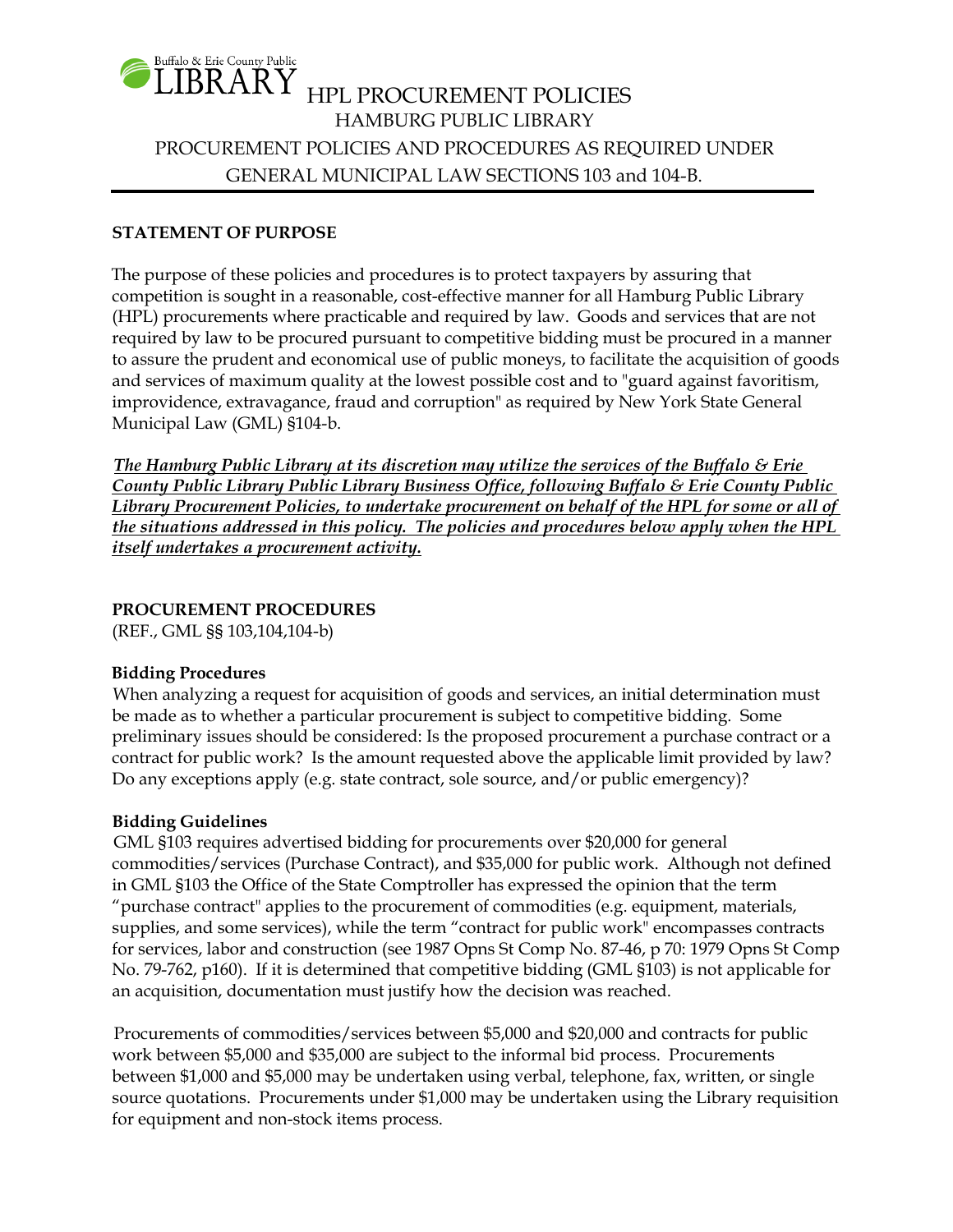Buffalo & Erie County Public LIBRARY

# HPL PROCUREMENT POLICIES

## HAMBURG PUBLIC LIBRARY

## PROCUREMENT POLICIES AND PROCEDURES AS REQUIRED UNDER GENERAL MUNICIPAL LAW SECTIONS 103 and 104-B.

**STATEMENT OF PURPOSE**

The purpose of these policies and procedures is to protect taxpayers by assuring that competition is sought in a reasonable, cost-effective manner for all Hamburg Public Library (HPL) procurements where practicable and required by law. Goods and services that are not required by law to be procured pursuant to competitive bidding must be procured in a manner to assure the prudent and economical use of public moneys, to facilitate the acquisition of goods and services of maximum quality at the lowest possible cost and to "guard against favoritism, improvidence, extravagance, fraud and corruption" as required by New York State General Municipal Law (GML) §104-b.

***The Hamburg Public Library at its discretion may utilize the services of the Buffalo & Erie County Public Library Public Library Business Office, following Buffalo & Erie County Public Library Procurement Policies, to undertake procurement on behalf of the HPL for some or all of the situations addressed in this policy. The policies and procedures below apply when the HPL itself undertakes a procurement activity.***

**PROCUREMENT PROCEDURES**
(REF., GML §§ 103,104,104-b)

**Bidding Procedures**
When analyzing a request for acquisition of goods and services, an initial determination must be made as to whether a particular procurement is subject to competitive bidding. Some preliminary issues should be considered: Is the proposed procurement a purchase contract or a contract for public work? Is the amount requested above the applicable limit provided by law? Do any exceptions apply (e.g. state contract, sole source, and/or public emergency)?

**Bidding Guidelines**
GML §103 requires advertised bidding for procurements over $20,000 for general commodities/services (Purchase Contract), and $35,000 for public work. Although not defined in GML §103 the Office of the State Comptroller has expressed the opinion that the term "purchase contract" applies to the procurement of commodities (e.g. equipment, materials, supplies, and some services), while the term "contract for public work" encompasses contracts for services, labor and construction (see 1987 Opns St Comp No. 87-46, p 70: 1979 Opns St Comp No. 79-762, p160). If it is determined that competitive bidding (GML §103) is not applicable for an acquisition, documentation must justify how the decision was reached.

Procurements of commodities/services between $5,000 and $20,000 and contracts for public work between $5,000 and $35,000 are subject to the informal bid process. Procurements between $1,000 and $5,000 may be undertaken using verbal, telephone, fax, written, or single source quotations. Procurements under $1,000 may be undertaken using the Library requisition for equipment and non-stock items process.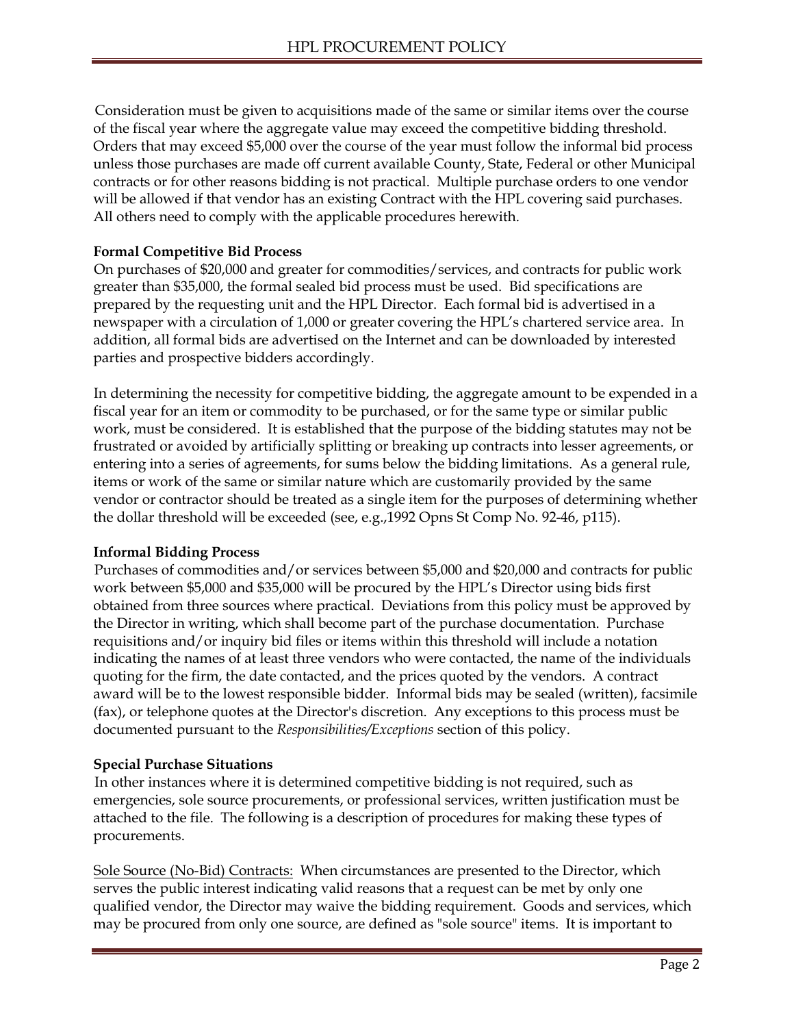Consideration must be given to acquisitions made of the same or similar items over the course of the fiscal year where the aggregate value may exceed the competitive bidding threshold. Orders that may exceed $5,000 over the course of the year must follow the informal bid process unless those purchases are made off current available County, State, Federal or other Municipal contracts or for other reasons bidding is not practical. Multiple purchase orders to one vendor will be allowed if that vendor has an existing Contract with the HPL covering said purchases. All others need to comply with the applicable procedures herewith.

**Formal Competitive Bid Process**

On purchases of $20,000 and greater for commodities/services, and contracts for public work greater than $35,000, the formal sealed bid process must be used. Bid specifications are prepared by the requesting unit and the HPL Director. Each formal bid is advertised in a newspaper with a circulation of 1,000 or greater covering the HPL's chartered service area. In addition, all formal bids are advertised on the Internet and can be downloaded by interested parties and prospective bidders accordingly.

In determining the necessity for competitive bidding, the aggregate amount to be expended in a fiscal year for an item or commodity to be purchased, or for the same type or similar public work, must be considered. It is established that the purpose of the bidding statutes may not be frustrated or avoided by artificially splitting or breaking up contracts into lesser agreements, or entering into a series of agreements, for sums below the bidding limitations. As a general rule, items or work of the same or similar nature which are customarily provided by the same vendor or contractor should be treated as a single item for the purposes of determining whether the dollar threshold will be exceeded (see, e.g.,1992 Opns St Comp No. 92-46, p115).

**Informal Bidding Process**

Purchases of commodities and/or services between $5,000 and $20,000 and contracts for public work between $5,000 and $35,000 will be procured by the HPL's Director using bids first obtained from three sources where practical. Deviations from this policy must be approved by the Director in writing, which shall become part of the purchase documentation. Purchase requisitions and/or inquiry bid files or items within this threshold will include a notation indicating the names of at least three vendors who were contacted, the name of the individuals quoting for the firm, the date contacted, and the prices quoted by the vendors. A contract award will be to the lowest responsible bidder. Informal bids may be sealed (written), facsimile (fax), or telephone quotes at the Director's discretion. Any exceptions to this process must be documented pursuant to the *Responsibilities/Exceptions* section of this policy.

**Special Purchase Situations**

In other instances where it is determined competitive bidding is not required, such as emergencies, sole source procurements, or professional services, written justification must be attached to the file. The following is a description of procedures for making these types of procurements.

<u>Sole Source (No-Bid) Contracts:</u> When circumstances are presented to the Director, which serves the public interest indicating valid reasons that a request can be met by only one qualified vendor, the Director may waive the bidding requirement. Goods and services, which may be procured from only one source, are defined as "sole source" items. It is important to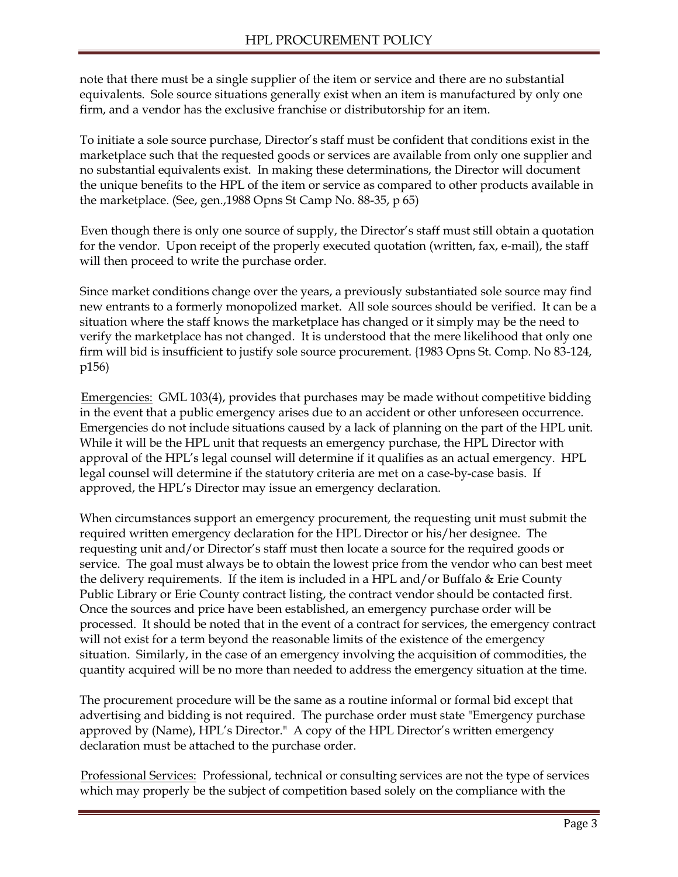note that there must be a single supplier of the item or service and there are no substantial equivalents. Sole source situations generally exist when an item is manufactured by only one firm, and a vendor has the exclusive franchise or distributorship for an item.

To initiate a sole source purchase, Director's staff must be confident that conditions exist in the marketplace such that the requested goods or services are available from only one supplier and no substantial equivalents exist. In making these determinations, the Director will document the unique benefits to the HPL of the item or service as compared to other products available in the marketplace. (See, gen.,1988 Opns St Camp No. 88-35, p 65)

Even though there is only one source of supply, the Director's staff must still obtain a quotation for the vendor. Upon receipt of the properly executed quotation (written, fax, e-mail), the staff will then proceed to write the purchase order.

Since market conditions change over the years, a previously substantiated sole source may find new entrants to a formerly monopolized market. All sole sources should be verified. It can be a situation where the staff knows the marketplace has changed or it simply may be the need to verify the marketplace has not changed. It is understood that the mere likelihood that only one firm will bid is insufficient to justify sole source procurement. {1983 Opns St. Comp. No 83-124, p156)

Emergencies: GML 103(4), provides that purchases may be made without competitive bidding in the event that a public emergency arises due to an accident or other unforeseen occurrence. Emergencies do not include situations caused by a lack of planning on the part of the HPL unit. While it will be the HPL unit that requests an emergency purchase, the HPL Director with approval of the HPL's legal counsel will determine if it qualifies as an actual emergency. HPL legal counsel will determine if the statutory criteria are met on a case-by-case basis. If approved, the HPL's Director may issue an emergency declaration.

When circumstances support an emergency procurement, the requesting unit must submit the required written emergency declaration for the HPL Director or his/her designee. The requesting unit and/or Director's staff must then locate a source for the required goods or service. The goal must always be to obtain the lowest price from the vendor who can best meet the delivery requirements. If the item is included in a HPL and/or Buffalo & Erie County Public Library or Erie County contract listing, the contract vendor should be contacted first. Once the sources and price have been established, an emergency purchase order will be processed. It should be noted that in the event of a contract for services, the emergency contract will not exist for a term beyond the reasonable limits of the existence of the emergency situation. Similarly, in the case of an emergency involving the acquisition of commodities, the quantity acquired will be no more than needed to address the emergency situation at the time.

The procurement procedure will be the same as a routine informal or formal bid except that advertising and bidding is not required. The purchase order must state "Emergency purchase approved by (Name), HPL's Director." A copy of the HPL Director's written emergency declaration must be attached to the purchase order.

Professional Services: Professional, technical or consulting services are not the type of services which may properly be the subject of competition based solely on the compliance with the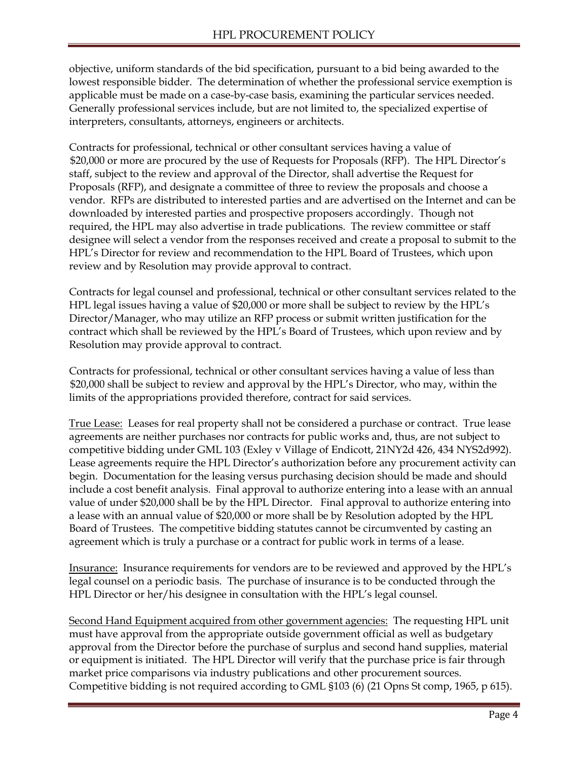objective, uniform standards of the bid specification, pursuant to a bid being awarded to the lowest responsible bidder. The determination of whether the professional service exemption is applicable must be made on a case-by-case basis, examining the particular services needed. Generally professional services include, but are not limited to, the specialized expertise of interpreters, consultants, attorneys, engineers or architects.

Contracts for professional, technical or other consultant services having a value of $20,000 or more are procured by the use of Requests for Proposals (RFP). The HPL Director's staff, subject to the review and approval of the Director, shall advertise the Request for Proposals (RFP), and designate a committee of three to review the proposals and choose a vendor. RFPs are distributed to interested parties and are advertised on the Internet and can be downloaded by interested parties and prospective proposers accordingly. Though not required, the HPL may also advertise in trade publications. The review committee or staff designee will select a vendor from the responses received and create a proposal to submit to the HPL's Director for review and recommendation to the HPL Board of Trustees, which upon review and by Resolution may provide approval to contract.

Contracts for legal counsel and professional, technical or other consultant services related to the HPL legal issues having a value of $20,000 or more shall be subject to review by the HPL's Director/Manager, who may utilize an RFP process or submit written justification for the contract which shall be reviewed by the HPL's Board of Trustees, which upon review and by Resolution may provide approval to contract.

Contracts for professional, technical or other consultant services having a value of less than $20,000 shall be subject to review and approval by the HPL's Director, who may, within the limits of the appropriations provided therefore, contract for said services.

<u>True Lease:</u> Leases for real property shall not be considered a purchase or contract. True lease agreements are neither purchases nor contracts for public works and, thus, are not subject to competitive bidding under GML 103 (Exley v Village of Endicott, 21NY2d 426, 434 NYS2d992). Lease agreements require the HPL Director's authorization before any procurement activity can begin. Documentation for the leasing versus purchasing decision should be made and should include a cost benefit analysis. Final approval to authorize entering into a lease with an annual value of under $20,000 shall be by the HPL Director. Final approval to authorize entering into a lease with an annual value of $20,000 or more shall be by Resolution adopted by the HPL Board of Trustees. The competitive bidding statutes cannot be circumvented by casting an agreement which is truly a purchase or a contract for public work in terms of a lease.

<u>Insurance:</u> Insurance requirements for vendors are to be reviewed and approved by the HPL's legal counsel on a periodic basis. The purchase of insurance is to be conducted through the HPL Director or her/his designee in consultation with the HPL's legal counsel.

<u>Second Hand Equipment acquired from other government agencies:</u> The requesting HPL unit must have approval from the appropriate outside government official as well as budgetary approval from the Director before the purchase of surplus and second hand supplies, material or equipment is initiated. The HPL Director will verify that the purchase price is fair through market price comparisons via industry publications and other procurement sources. Competitive bidding is not required according to GML §103 (6) (21 Opns St comp, 1965, p 615).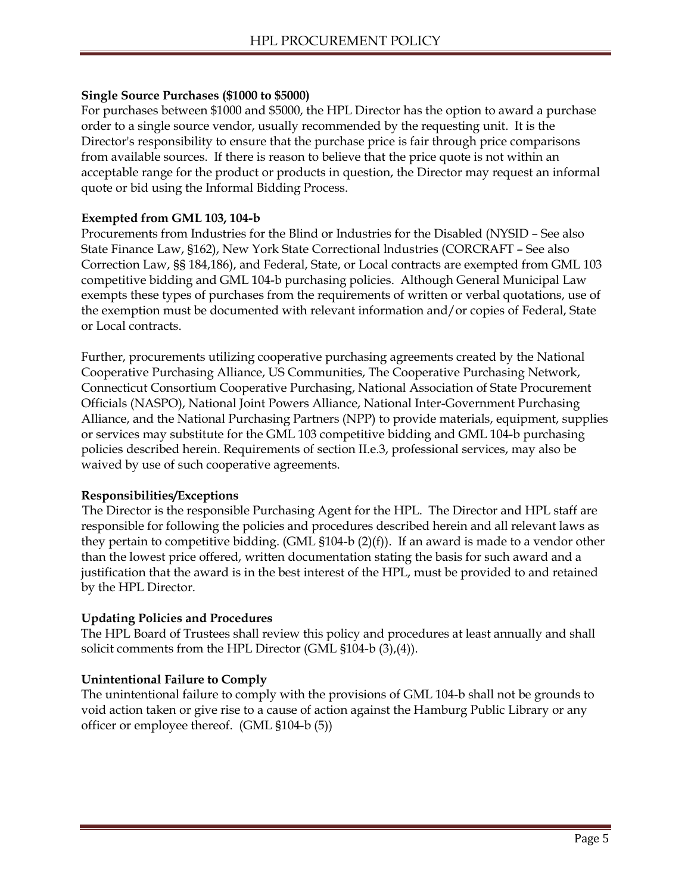**Single Source Purchases ($1000 to $5000)**

For purchases between $1000 and $5000, the HPL Director has the option to award a purchase order to a single source vendor, usually recommended by the requesting unit. It is the Director's responsibility to ensure that the purchase price is fair through price comparisons from available sources. If there is reason to believe that the price quote is not within an acceptable range for the product or products in question, the Director may request an informal quote or bid using the Informal Bidding Process.

**Exempted from GML 103, 104-b**

Procurements from Industries for the Blind or Industries for the Disabled (NYSID – See also State Finance Law, §162), New York State Correctional lndustries (CORCRAFT – See also Correction Law, §§ 184,186), and Federal, State, or Local contracts are exempted from GML 103 competitive bidding and GML 104-b purchasing policies. Although General Municipal Law exempts these types of purchases from the requirements of written or verbal quotations, use of the exemption must be documented with relevant information and/or copies of Federal, State or Local contracts.

Further, procurements utilizing cooperative purchasing agreements created by the National Cooperative Purchasing Alliance, US Communities, The Cooperative Purchasing Network, Connecticut Consortium Cooperative Purchasing, National Association of State Procurement Officials (NASPO), National Joint Powers Alliance, National Inter-Government Purchasing Alliance, and the National Purchasing Partners (NPP) to provide materials, equipment, supplies or services may substitute for the GML 103 competitive bidding and GML 104-b purchasing policies described herein. Requirements of section II.e.3, professional services, may also be waived by use of such cooperative agreements.

**Responsibilities/Exceptions**

The Director is the responsible Purchasing Agent for the HPL. The Director and HPL staff are responsible for following the policies and procedures described herein and all relevant laws as they pertain to competitive bidding. (GML §104-b (2)(f)). If an award is made to a vendor other than the lowest price offered, written documentation stating the basis for such award and a justification that the award is in the best interest of the HPL, must be provided to and retained by the HPL Director.

**Updating Policies and Procedures**

The HPL Board of Trustees shall review this policy and procedures at least annually and shall solicit comments from the HPL Director (GML §104-b (3),(4)).

**Unintentional Failure to Comply**

The unintentional failure to comply with the provisions of GML 104-b shall not be grounds to void action taken or give rise to a cause of action against the Hamburg Public Library or any officer or employee thereof. (GML §104-b (5))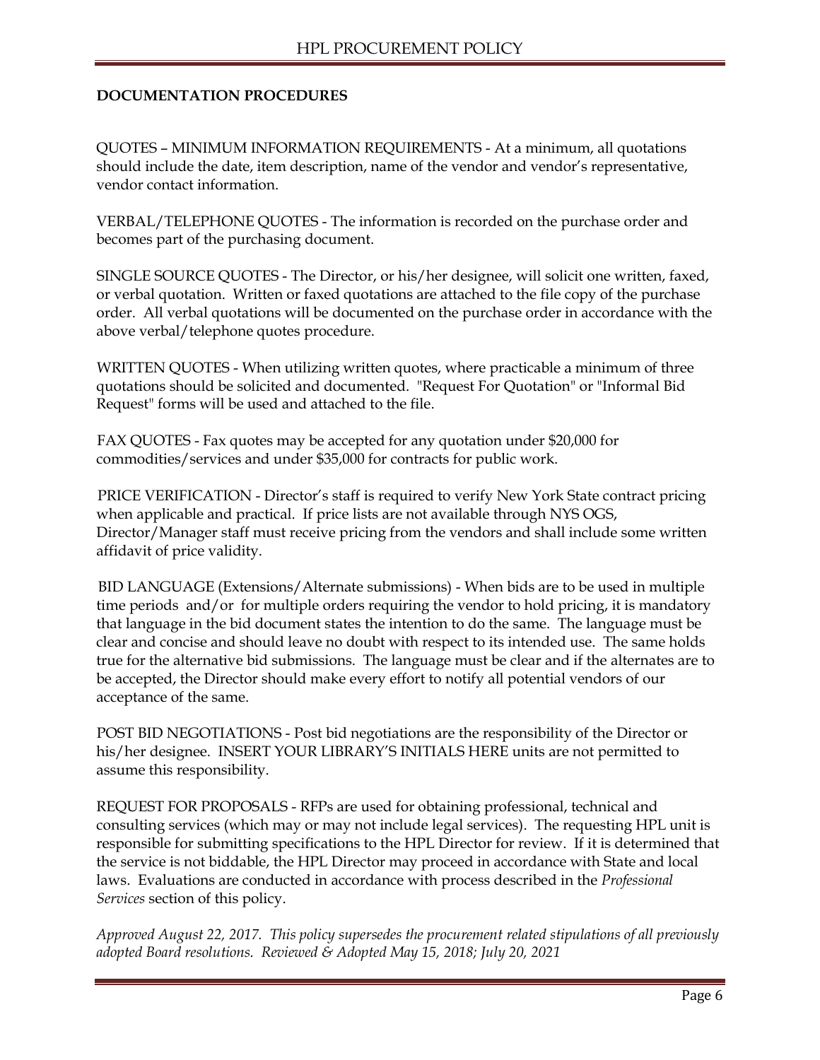## DOCUMENTATION PROCEDURES

QUOTES – MINIMUM INFORMATION REQUIREMENTS - At a minimum, all quotations should include the date, item description, name of the vendor and vendor's representative, vendor contact information.

VERBAL/TELEPHONE QUOTES - The information is recorded on the purchase order and becomes part of the purchasing document.

SINGLE SOURCE QUOTES - The Director, or his/her designee, will solicit one written, faxed, or verbal quotation. Written or faxed quotations are attached to the file copy of the purchase order. All verbal quotations will be documented on the purchase order in accordance with the above verbal/telephone quotes procedure.

WRITTEN QUOTES - When utilizing written quotes, where practicable a minimum of three quotations should be solicited and documented. "Request For Quotation" or "Informal Bid Request" forms will be used and attached to the file.

FAX QUOTES - Fax quotes may be accepted for any quotation under $20,000 for commodities/services and under $35,000 for contracts for public work.

PRICE VERIFICATION - Director's staff is required to verify New York State contract pricing when applicable and practical. If price lists are not available through NYS OGS, Director/Manager staff must receive pricing from the vendors and shall include some written affidavit of price validity.

BID LANGUAGE (Extensions/Alternate submissions) - When bids are to be used in multiple time periods and/or for multiple orders requiring the vendor to hold pricing, it is mandatory that language in the bid document states the intention to do the same. The language must be clear and concise and should leave no doubt with respect to its intended use. The same holds true for the alternative bid submissions. The language must be clear and if the alternates are to be accepted, the Director should make every effort to notify all potential vendors of our acceptance of the same.

POST BID NEGOTIATIONS - Post bid negotiations are the responsibility of the Director or his/her designee. INSERT YOUR LIBRARY'S INITIALS HERE units are not permitted to assume this responsibility.

REQUEST FOR PROPOSALS - RFPs are used for obtaining professional, technical and consulting services (which may or may not include legal services). The requesting HPL unit is responsible for submitting specifications to the HPL Director for review. If it is determined that the service is not biddable, the HPL Director may proceed in accordance with State and local laws. Evaluations are conducted in accordance with process described in the *Professional Services* section of this policy.

*Approved August 22, 2017. This policy supersedes the procurement related stipulations of all previously adopted Board resolutions. Reviewed & Adopted May 15, 2018; July 20, 2021*